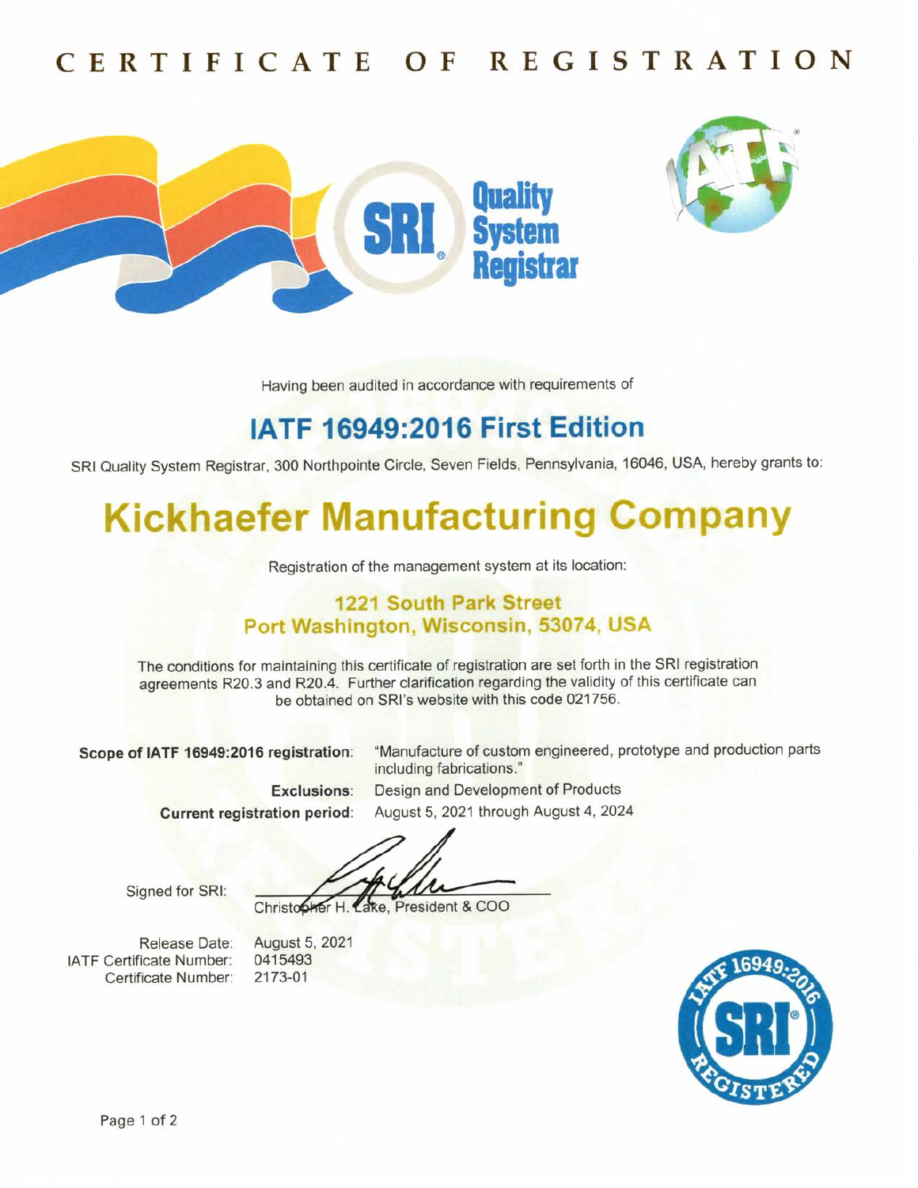# CERTIFICATE OF REGISTRATION

SRI Quality System Registrar

Having been audited in accordance with requirements of

## IATF 16949:2016 First Edition

SRI Quality System Registrar, 300 Northpointe Circle, Seven Fields, Pennsylvania, 16046, USA, hereby grants to:

# Kickhaefer Manufacturing Company

Registration of the management system at its location:

### 1221 South Park Street
### Port Washington, Wisconsin, 53074, USA

The conditions for maintaining this certificate of registration are set forth in the SRI registration agreements R20.3 and R20.4. Further clarification regarding the validity of this certificate can be obtained on SRI's website with this code 021756.

**Scope of IATF 16949:2016 registration**: "Manufacture of custom engineered, prototype and production parts including fabrications."

**Exclusions**: Design and Development of Products

**Current registration period**: August 5, 2021 through August 4, 2024

Signed for SRI: Christopher H. Lake, President & COO

Release Date: August 5, 2021
IATF Certificate Number: 0415493
Certificate Number: 2173-01

IATF 16949:2016 SRI REGISTERED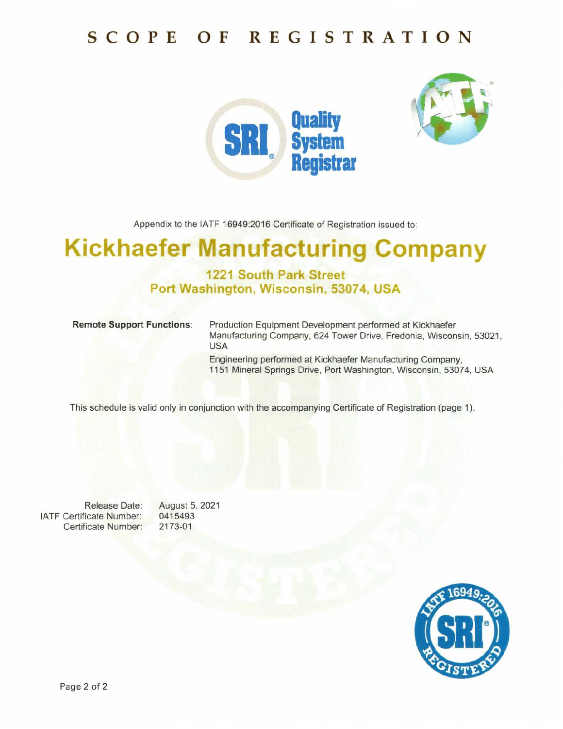# SCOPE OF REGISTRATION

Appendix to the IATF 16949:2016 Certificate of Registration issued to:

## Kickhaefer Manufacturing Company

### 1221 South Park Street
### Port Washington, Wisconsin, 53074, USA

**Remote Support Functions**: Production Equipment Development performed at Kickhaefer Manufacturing Company, 624 Tower Drive, Fredonia, Wisconsin, 53021, USA

Engineering performed at Kickhaefer Manufacturing Company, 1151 Mineral Springs Drive, Port Washington, Wisconsin, 53074, USA

This schedule is valid only in conjunction with the accompanying Certificate of Registration (page 1).

Release Date: August 5, 2021
IATF Certificate Number: 0415493
Certificate Number: 2173-01